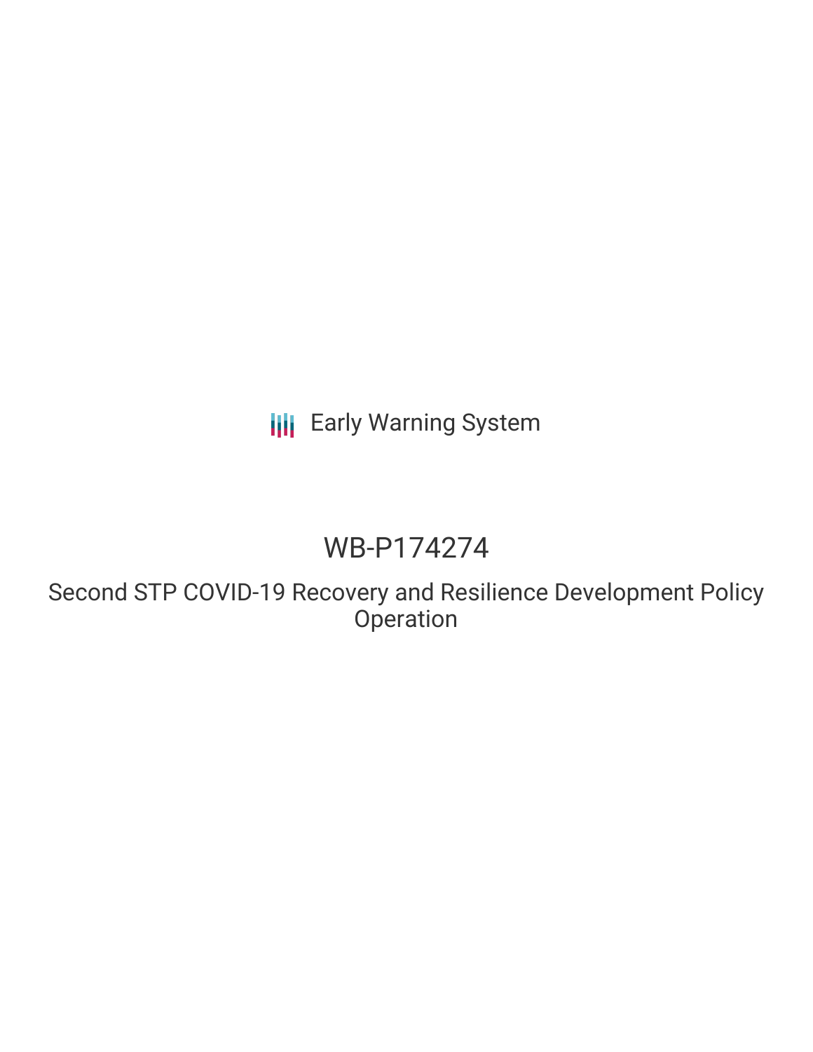Early Warning System

# WB-P174274

## Second STP COVID-19 Recovery and Resilience Development Policy Operation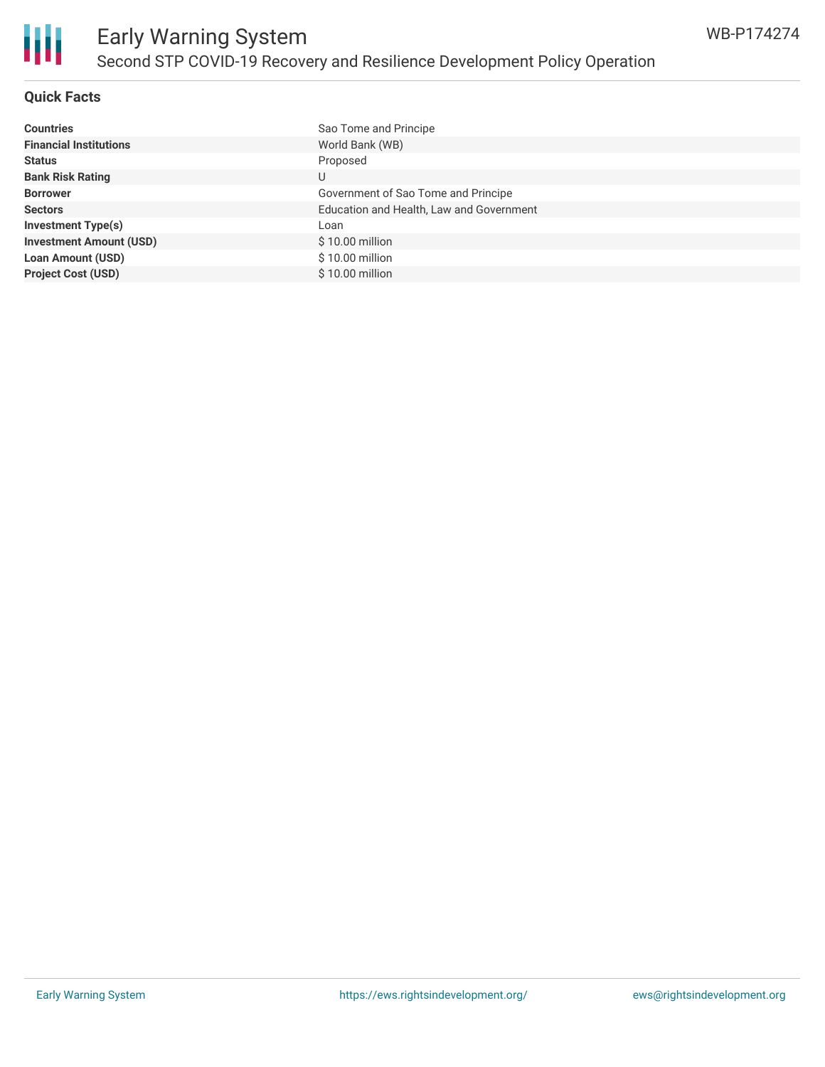## Quick Facts

| | |
|---|---|
| **Countries** | Sao Tome and Principe |
| **Financial Institutions** | World Bank (WB) |
| **Status** | Proposed |
| **Bank Risk Rating** | U |
| **Borrower** | Government of Sao Tome and Principe |
| **Sectors** | Education and Health, Law and Government |
| **Investment Type(s)** | Loan |
| **Investment Amount (USD)** | $ 10.00 million |
| **Loan Amount (USD)** | $ 10.00 million |
| **Project Cost (USD)** | $ 10.00 million |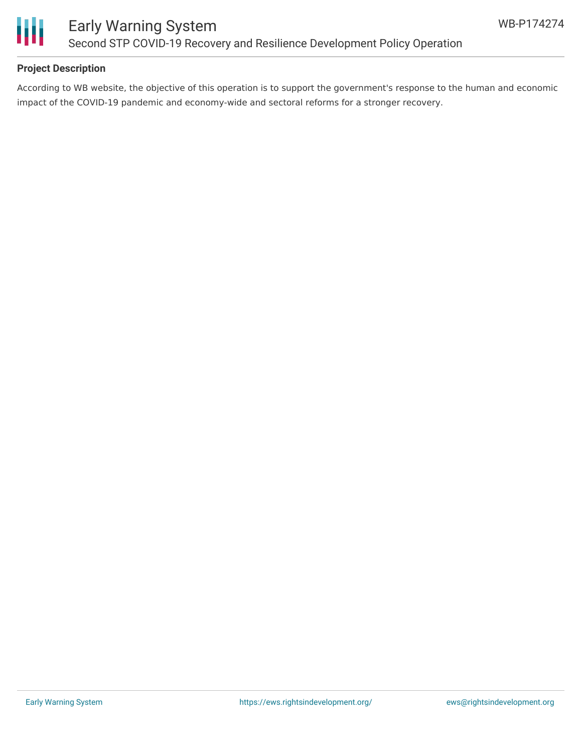## Project Description

According to WB website, the objective of this operation is to support the government's response to the human and economic impact of the COVID-19 pandemic and economy-wide and sectoral reforms for a stronger recovery.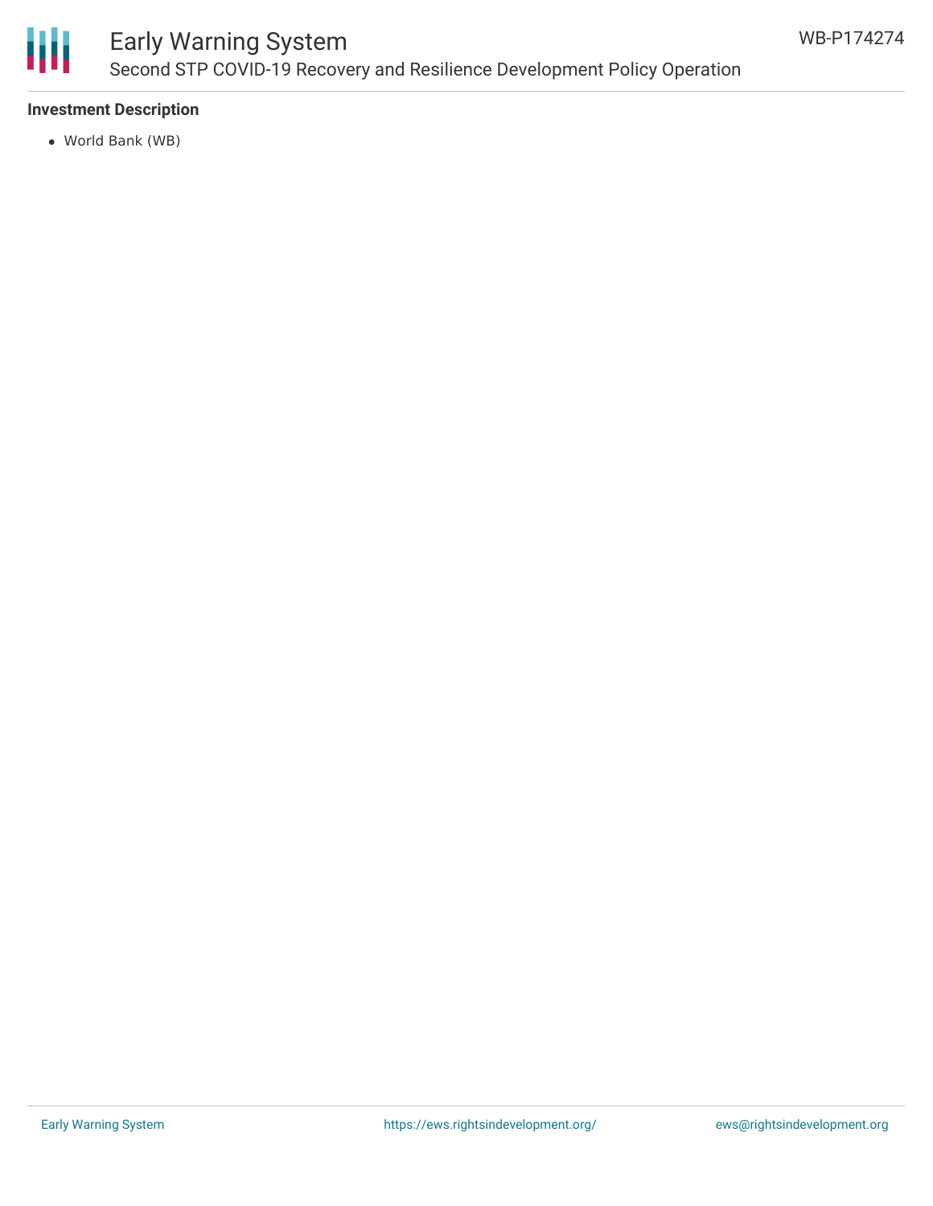**Investment Description**

- World Bank (WB)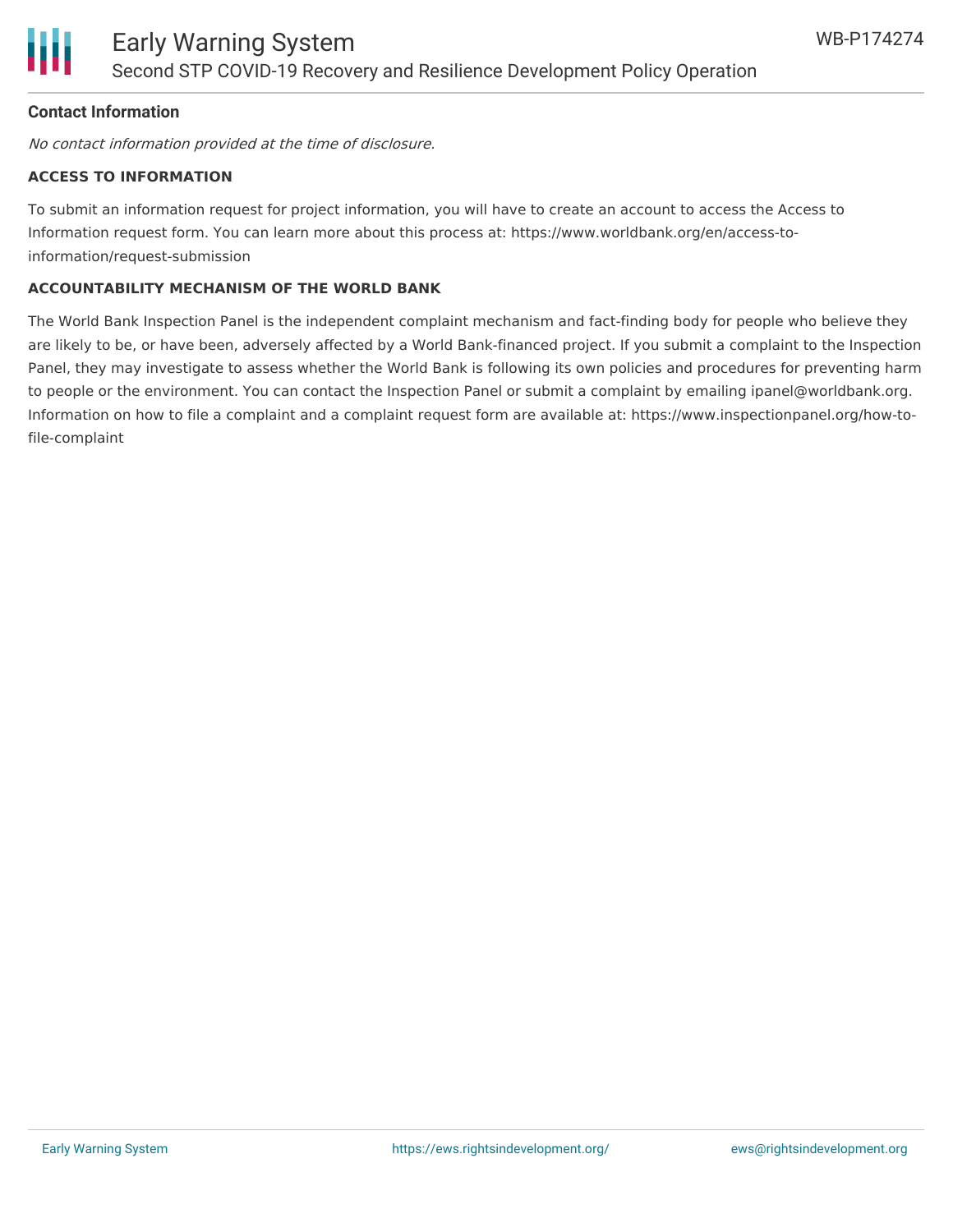**Contact Information**

*No contact information provided at the time of disclosure.*

**ACCESS TO INFORMATION**

To submit an information request for project information, you will have to create an account to access the Access to Information request form. You can learn more about this process at: https://www.worldbank.org/en/access-to-information/request-submission

**ACCOUNTABILITY MECHANISM OF THE WORLD BANK**

The World Bank Inspection Panel is the independent complaint mechanism and fact-finding body for people who believe they are likely to be, or have been, adversely affected by a World Bank-financed project. If you submit a complaint to the Inspection Panel, they may investigate to assess whether the World Bank is following its own policies and procedures for preventing harm to people or the environment. You can contact the Inspection Panel or submit a complaint by emailing ipanel@worldbank.org. Information on how to file a complaint and a complaint request form are available at: https://www.inspectionpanel.org/how-to-file-complaint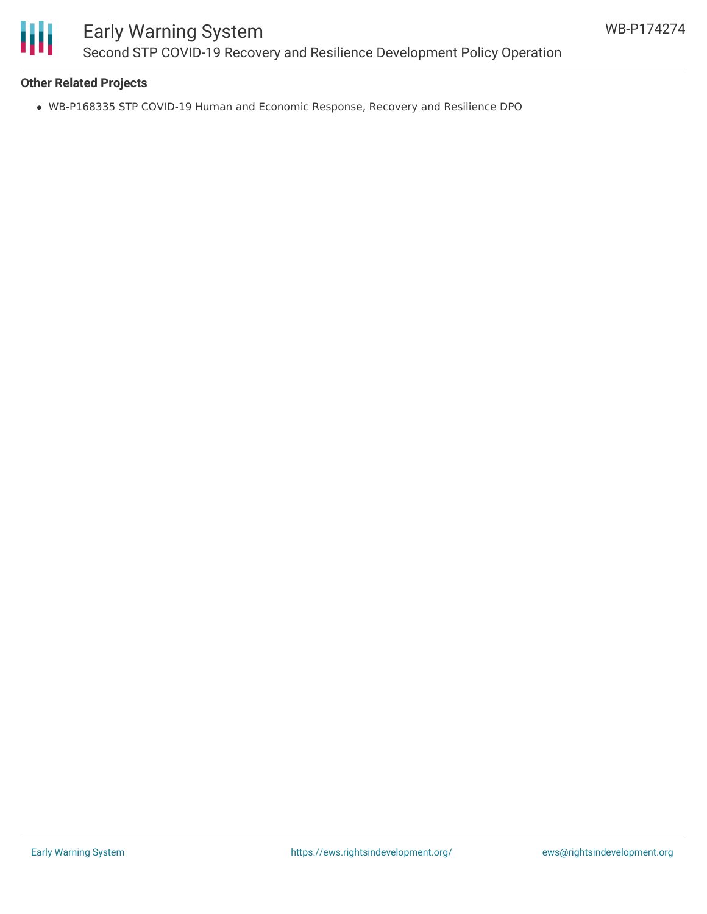**Other Related Projects**

- WB-P168335 STP COVID-19 Human and Economic Response, Recovery and Resilience DPO